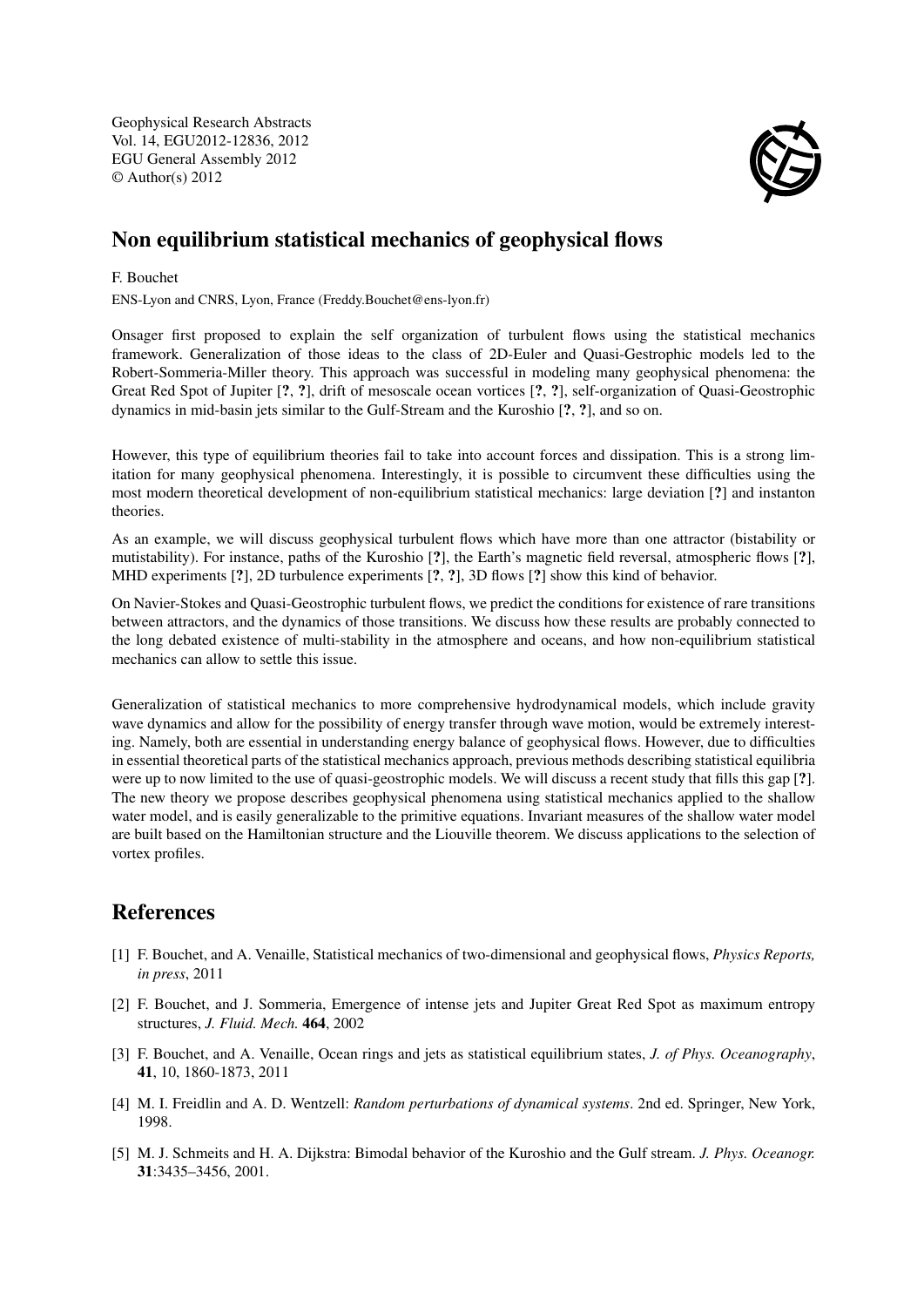# Non equilibrium statistical mechanics of geophysical flows

F. Bouchet

ENS-Lyon and CNRS, Lyon, France (Freddy.Bouchet@ens-lyon.fr)

Onsager first proposed to explain the self organization of turbulent flows using the statistical mechanics framework. Generalization of those ideas to the class of 2D-Euler and Quasi-Gestrophic models led to the Robert-Sommeria-Miller theory. This approach was successful in modeling many geophysical phenomena: the Great Red Spot of Jupiter [**?**, **?**], drift of mesoscale ocean vortices [**?**, **?**], self-organization of Quasi-Geostrophic dynamics in mid-basin jets similar to the Gulf-Stream and the Kuroshio [**?**, **?**], and so on.

However, this type of equilibrium theories fail to take into account forces and dissipation. This is a strong limitation for many geophysical phenomena. Interestingly, it is possible to circumvent these difficulties using the most modern theoretical development of non-equilibrium statistical mechanics: large deviation [**?**] and instanton theories.

As an example, we will discuss geophysical turbulent flows which have more than one attractor (bistability or mutistability). For instance, paths of the Kuroshio [**?**], the Earth's magnetic field reversal, atmospheric flows [**?**], MHD experiments [**?**], 2D turbulence experiments [**?**, **?**], 3D flows [**?**] show this kind of behavior.

On Navier-Stokes and Quasi-Geostrophic turbulent flows, we predict the conditions for existence of rare transitions between attractors, and the dynamics of those transitions. We discuss how these results are probably connected to the long debated existence of multi-stability in the atmosphere and oceans, and how non-equilibrium statistical mechanics can allow to settle this issue.

Generalization of statistical mechanics to more comprehensive hydrodynamical models, which include gravity wave dynamics and allow for the possibility of energy transfer through wave motion, would be extremely interesting. Namely, both are essential in understanding energy balance of geophysical flows. However, due to difficulties in essential theoretical parts of the statistical mechanics approach, previous methods describing statistical equilibria were up to now limited to the use of quasi-geostrophic models. We will discuss a recent study that fills this gap [**?**]. The new theory we propose describes geophysical phenomena using statistical mechanics applied to the shallow water model, and is easily generalizable to the primitive equations. Invariant measures of the shallow water model are built based on the Hamiltonian structure and the Liouville theorem. We discuss applications to the selection of vortex profiles.

## References

[1] F. Bouchet, and A. Venaille, Statistical mechanics of two-dimensional and geophysical flows, *Physics Reports, in press*, 2011

[2] F. Bouchet, and J. Sommeria, Emergence of intense jets and Jupiter Great Red Spot as maximum entropy structures, *J. Fluid. Mech.* **464**, 2002

[3] F. Bouchet, and A. Venaille, Ocean rings and jets as statistical equilibrium states, *J. of Phys. Oceanography*, **41**, 10, 1860-1873, 2011

[4] M. I. Freidlin and A. D. Wentzell: *Random perturbations of dynamical systems*. 2nd ed. Springer, New York, 1998.

[5] M. J. Schmeits and H. A. Dijkstra: Bimodal behavior of the Kuroshio and the Gulf stream. *J. Phys. Oceanogr.* **31**:3435–3456, 2001.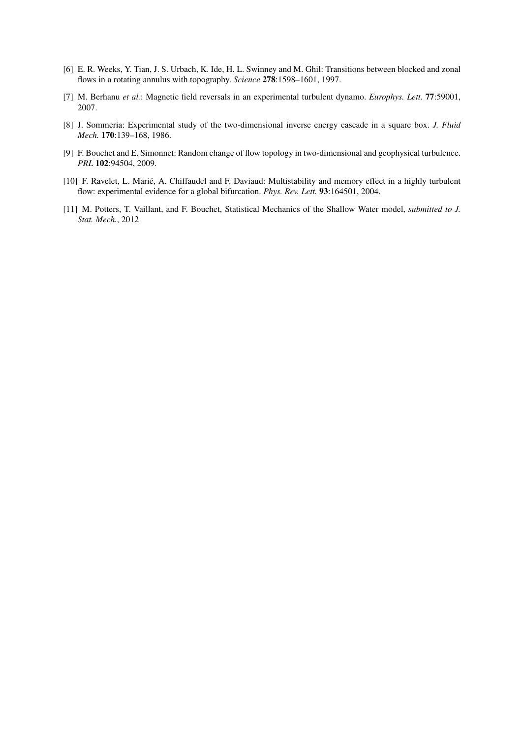[6] E. R. Weeks, Y. Tian, J. S. Urbach, K. Ide, H. L. Swinney and M. Ghil: Transitions between blocked and zonal flows in a rotating annulus with topography. *Science* **278**:1598–1601, 1997.

[7] M. Berhanu *et al.*: Magnetic field reversals in an experimental turbulent dynamo. *Europhys. Lett.* **77**:59001, 2007.

[8] J. Sommeria: Experimental study of the two-dimensional inverse energy cascade in a square box. *J. Fluid Mech.* **170**:139–168, 1986.

[9] F. Bouchet and E. Simonnet: Random change of flow topology in two-dimensional and geophysical turbulence. *PRL* **102**:94504, 2009.

[10] F. Ravelet, L. Marié, A. Chiffaudel and F. Daviaud: Multistability and memory effect in a highly turbulent flow: experimental evidence for a global bifurcation. *Phys. Rev. Lett.* **93**:164501, 2004.

[11] M. Potters, T. Vaillant, and F. Bouchet, Statistical Mechanics of the Shallow Water model, *submitted to J. Stat. Mech.*, 2012